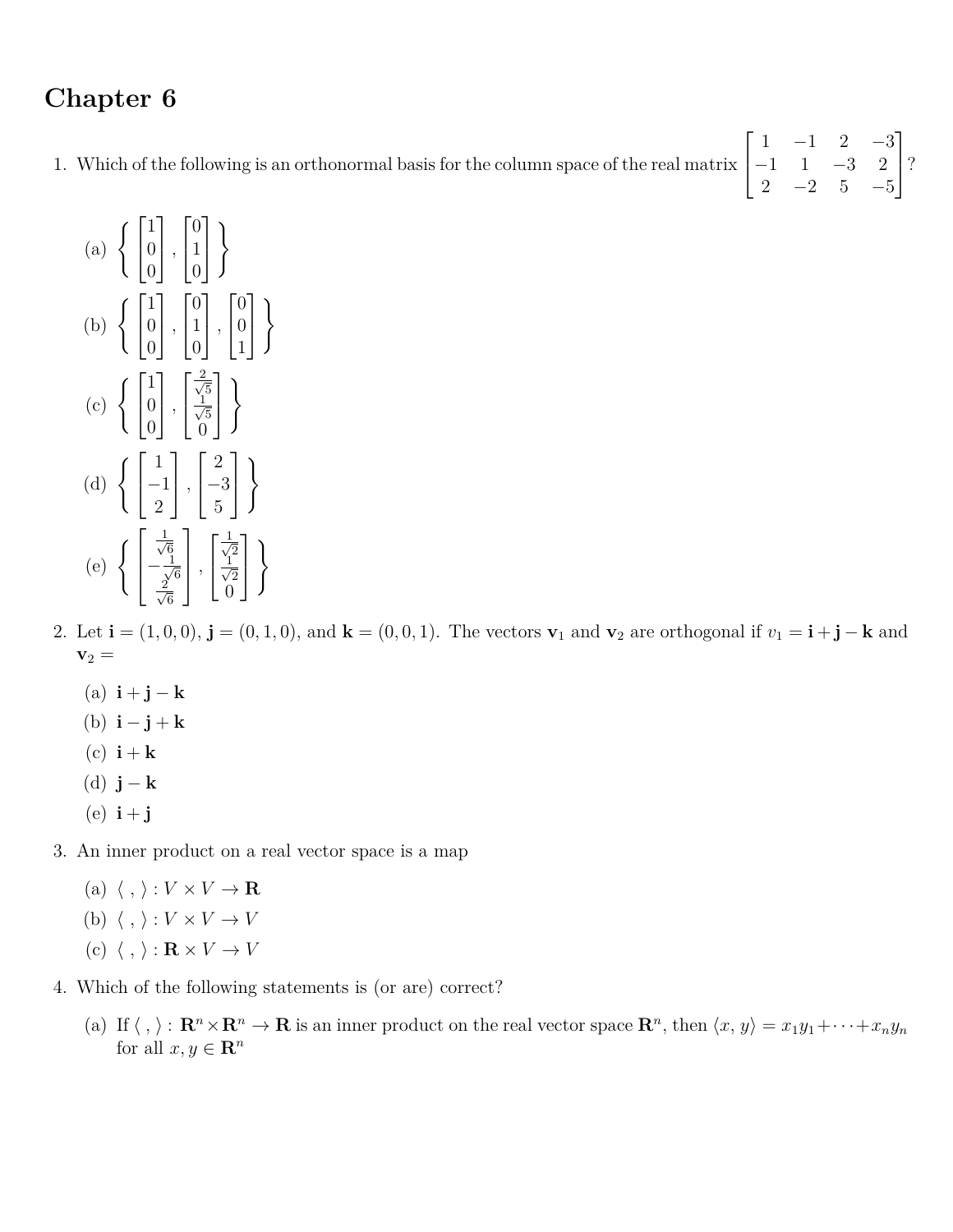# Chapter 6

1. Which of the following is an orthonormal basis for the column space of the real matrix $\begin{bmatrix} 1 & -1 & 2 & -3 \\ -1 & 1 & -3 & 2 \\ 2 & -2 & 5 & -5 \end{bmatrix}$?

   (a) $\left\{ \begin{bmatrix} 1 \\ 0 \\ 0 \end{bmatrix}, \begin{bmatrix} 0 \\ 1 \\ 0 \end{bmatrix} \right\}$

   (b) $\left\{ \begin{bmatrix} 1 \\ 0 \\ 0 \end{bmatrix}, \begin{bmatrix} 0 \\ 1 \\ 0 \end{bmatrix}, \begin{bmatrix} 0 \\ 0 \\ 1 \end{bmatrix} \right\}$

   (c) $\left\{ \begin{bmatrix} 1 \\ 0 \\ 0 \end{bmatrix}, \begin{bmatrix} \frac{2}{\sqrt{5}} \\ \frac{1}{\sqrt{5}} \\ 0 \end{bmatrix} \right\}$

   (d) $\left\{ \begin{bmatrix} 1 \\ -1 \\ 2 \end{bmatrix}, \begin{bmatrix} 2 \\ -3 \\ 5 \end{bmatrix} \right\}$

   (e) $\left\{ \begin{bmatrix} \frac{1}{\sqrt{6}} \\ -\frac{1}{\sqrt{6}} \\ \frac{2}{\sqrt{6}} \end{bmatrix}, \begin{bmatrix} \frac{1}{\sqrt{2}} \\ \frac{1}{\sqrt{2}} \\ 0 \end{bmatrix} \right\}$

2. Let $\mathbf{i} = (1, 0, 0)$, $\mathbf{j} = (0, 1, 0)$, and $\mathbf{k} = (0, 0, 1)$. The vectors $\mathbf{v}_1$ and $\mathbf{v}_2$ are orthogonal if $v_1 = \mathbf{i} + \mathbf{j} - \mathbf{k}$ and $\mathbf{v}_2 =$

   (a) $\mathbf{i} + \mathbf{j} - \mathbf{k}$

   (b) $\mathbf{i} - \mathbf{j} + \mathbf{k}$

   (c) $\mathbf{i} + \mathbf{k}$

   (d) $\mathbf{j} - \mathbf{k}$

   (e) $\mathbf{i} + \mathbf{j}$

3. An inner product on a real vector space is a map

   (a) $\langle\ ,\ \rangle : V \times V \to \mathbf{R}$

   (b) $\langle\ ,\ \rangle : V \times V \to V$

   (c) $\langle\ ,\ \rangle : \mathbf{R} \times V \to V$

4. Which of the following statements is (or are) correct?

   (a) If $\langle\ ,\ \rangle : \mathbf{R}^n \times \mathbf{R}^n \to \mathbf{R}$ is an inner product on the real vector space $\mathbf{R}^n$, then $\langle x, y \rangle = x_1 y_1 + \cdots + x_n y_n$ for all $x, y \in \mathbf{R}^n$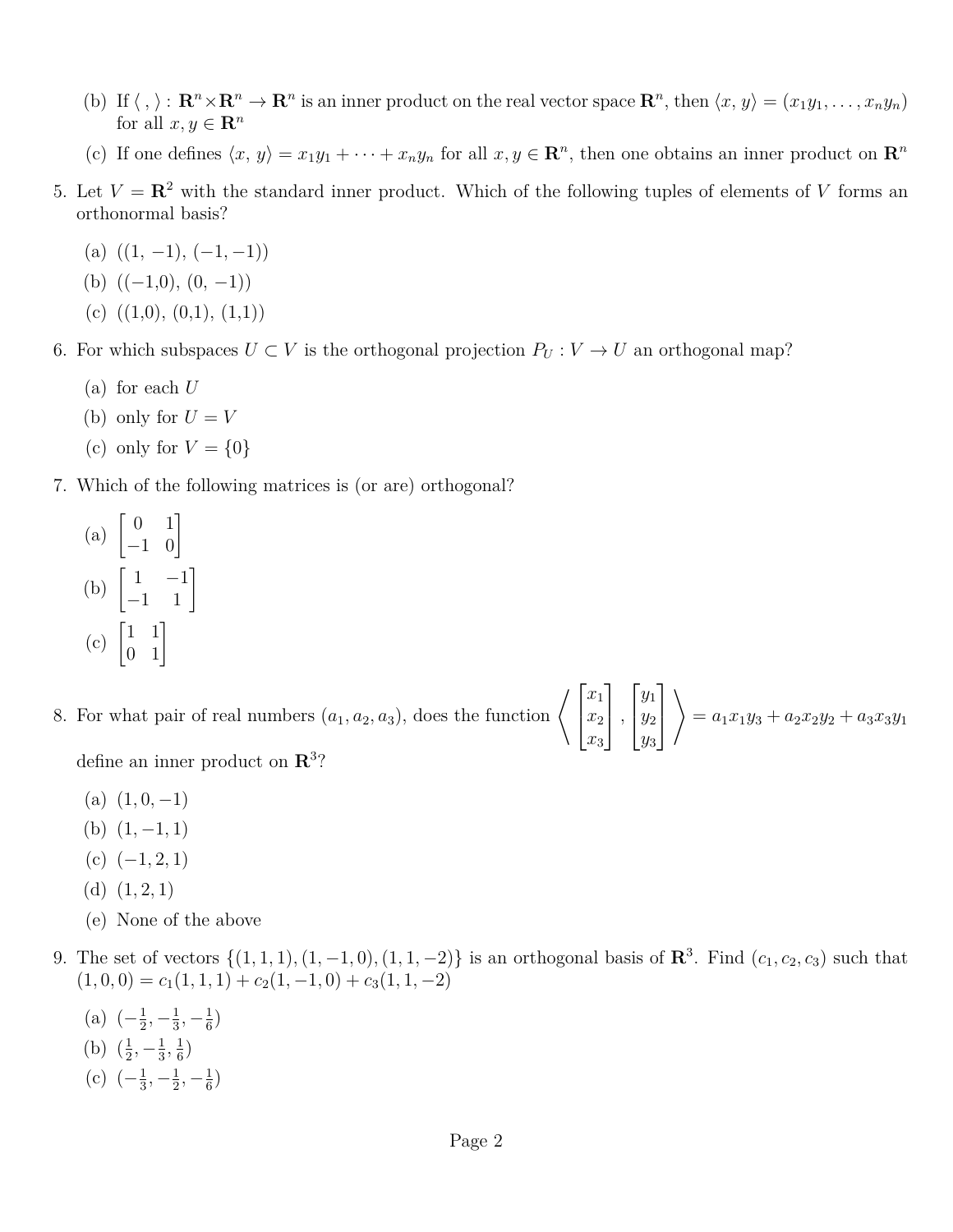(b) If $\langle\ ,\ \rangle : \mathbf{R}^n \times \mathbf{R}^n \to \mathbf{R}^n$ is an inner product on the real vector space $\mathbf{R}^n$, then $\langle x, y\rangle = (x_1y_1, \ldots, x_ny_n)$ for all $x, y \in \mathbf{R}^n$

(c) If one defines $\langle x, y\rangle = x_1y_1 + \cdots + x_ny_n$ for all $x, y \in \mathbf{R}^n$, then one obtains an inner product on $\mathbf{R}^n$

5. Let $V = \mathbf{R}^2$ with the standard inner product. Which of the following tuples of elements of $V$ forms an orthonormal basis?

   (a) $((1, -1), (-1, -1))$

   (b) $((-1,0), (0, -1))$

   (c) $((1,0), (0,1), (1,1))$

6. For which subspaces $U \subset V$ is the orthogonal projection $P_U : V \to U$ an orthogonal map?

   (a) for each $U$

   (b) only for $U = V$

   (c) only for $V = \{0\}$

7. Which of the following matrices is (or are) orthogonal?

   (a) $\begin{bmatrix} 0 & 1 \\ -1 & 0 \end{bmatrix}$

   (b) $\begin{bmatrix} 1 & -1 \\ -1 & 1 \end{bmatrix}$

   (c) $\begin{bmatrix} 1 & 1 \\ 0 & 1 \end{bmatrix}$

8. For what pair of real numbers $(a_1, a_2, a_3)$, does the function $\left\langle \begin{bmatrix} x_1 \\ x_2 \\ x_3 \end{bmatrix}, \begin{bmatrix} y_1 \\ y_2 \\ y_3 \end{bmatrix} \right\rangle = a_1x_1y_3 + a_2x_2y_2 + a_3x_3y_1$ define an inner product on $\mathbf{R}^3$?

   (a) $(1, 0, -1)$

   (b) $(1, -1, 1)$

   (c) $(-1, 2, 1)$

   (d) $(1, 2, 1)$

   (e) None of the above

9. The set of vectors $\{(1, 1, 1), (1, -1, 0), (1, 1, -2)\}$ is an orthogonal basis of $\mathbf{R}^3$. Find $(c_1, c_2, c_3)$ such that $(1, 0, 0) = c_1(1, 1, 1) + c_2(1, -1, 0) + c_3(1, 1, -2)$

   (a) $(-\frac{1}{2}, -\frac{1}{3}, -\frac{1}{6})$

   (b) $(\frac{1}{2}, -\frac{1}{3}, \frac{1}{6})$

   (c) $(-\frac{1}{3}, -\frac{1}{2}, -\frac{1}{6})$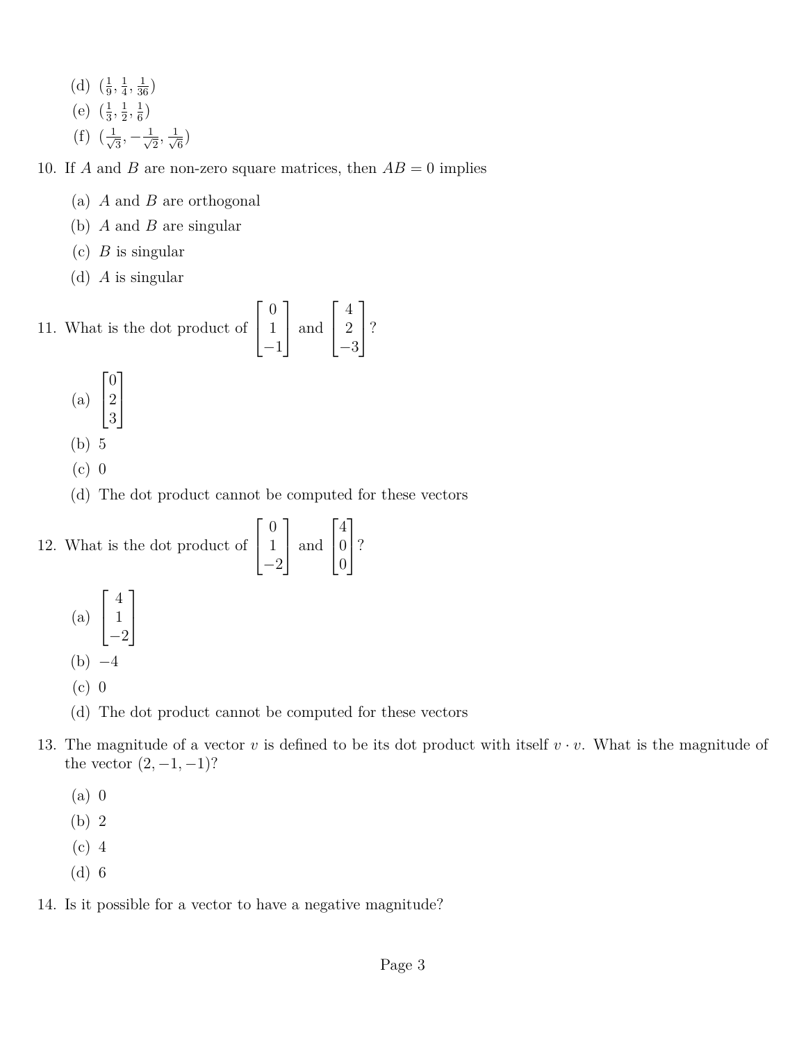(d) $(\frac{1}{9}, \frac{1}{4}, \frac{1}{36})$

(e) $(\frac{1}{3}, \frac{1}{2}, \frac{1}{6})$

(f) $(\frac{1}{\sqrt{3}}, -\frac{1}{\sqrt{2}}, \frac{1}{\sqrt{6}})$

10. If $A$ and $B$ are non-zero square matrices, then $AB = 0$ implies

    (a) $A$ and $B$ are orthogonal

    (b) $A$ and $B$ are singular

    (c) $B$ is singular

    (d) $A$ is singular

11. What is the dot product of $\begin{bmatrix} 0 \\ 1 \\ -1 \end{bmatrix}$ and $\begin{bmatrix} 4 \\ 2 \\ -3 \end{bmatrix}$?

    (a) $\begin{bmatrix} 0 \\ 2 \\ 3 \end{bmatrix}$

    (b) 5

    (c) 0

    (d) The dot product cannot be computed for these vectors

12. What is the dot product of $\begin{bmatrix} 0 \\ 1 \\ -2 \end{bmatrix}$ and $\begin{bmatrix} 4 \\ 0 \\ 0 \end{bmatrix}$?

    (a) $\begin{bmatrix} 4 \\ 1 \\ -2 \end{bmatrix}$

    (b) $-4$

    (c) 0

    (d) The dot product cannot be computed for these vectors

13. The magnitude of a vector $v$ is defined to be its dot product with itself $v \cdot v$. What is the magnitude of the vector $(2, -1, -1)$?

    (a) 0

    (b) 2

    (c) 4

    (d) 6

14. Is it possible for a vector to have a negative magnitude?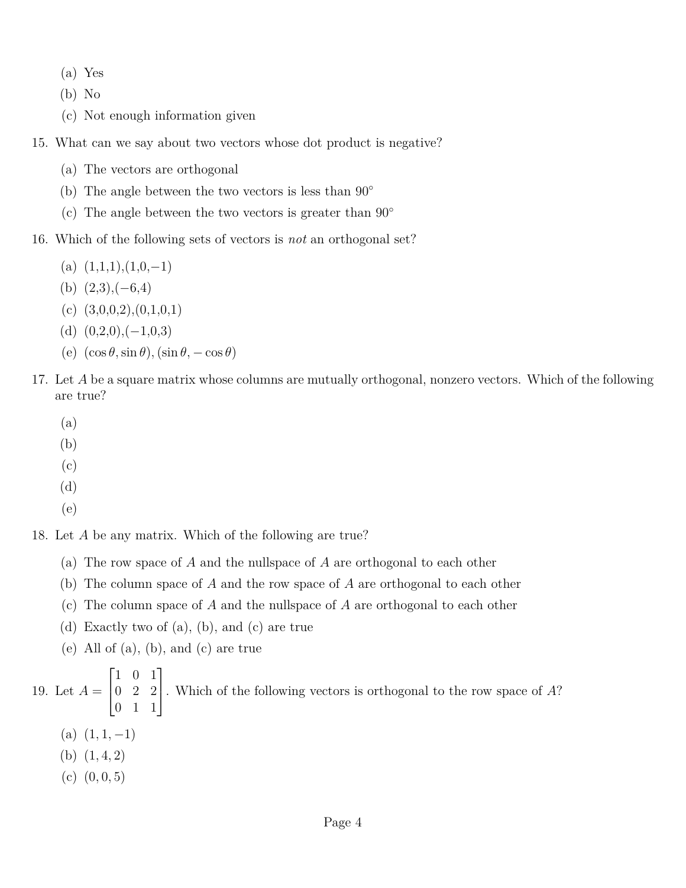(a) Yes
(b) No
(c) Not enough information given

15. What can we say about two vectors whose dot product is negative?
   (a) The vectors are orthogonal
   (b) The angle between the two vectors is less than $90°$
   (c) The angle between the two vectors is greater than $90°$

16. Which of the following sets of vectors is *not* an orthogonal set?
   (a) (1,1,1),(1,0,−1)
   (b) (2,3),(−6,4)
   (c) (3,0,0,2),(0,1,0,1)
   (d) (0,2,0),(−1,0,3)
   (e) $(\cos\theta, \sin\theta), (\sin\theta, -\cos\theta)$

17. Let $A$ be a square matrix whose columns are mutually orthogonal, nonzero vectors. Which of the following are true?
   (a)
   (b)
   (c)
   (d)
   (e)

18. Let $A$ be any matrix. Which of the following are true?
   (a) The row space of $A$ and the nullspace of $A$ are orthogonal to each other
   (b) The column space of $A$ and the row space of $A$ are orthogonal to each other
   (c) The column space of $A$ and the nullspace of $A$ are orthogonal to each other
   (d) Exactly two of (a), (b), and (c) are true
   (e) All of (a), (b), and (c) are true

19. Let $A = \begin{bmatrix} 1 & 0 & 1 \\ 0 & 2 & 2 \\ 0 & 1 & 1 \end{bmatrix}$. Which of the following vectors is orthogonal to the row space of $A$?
   (a) $(1, 1, -1)$
   (b) $(1, 4, 2)$
   (c) $(0, 0, 5)$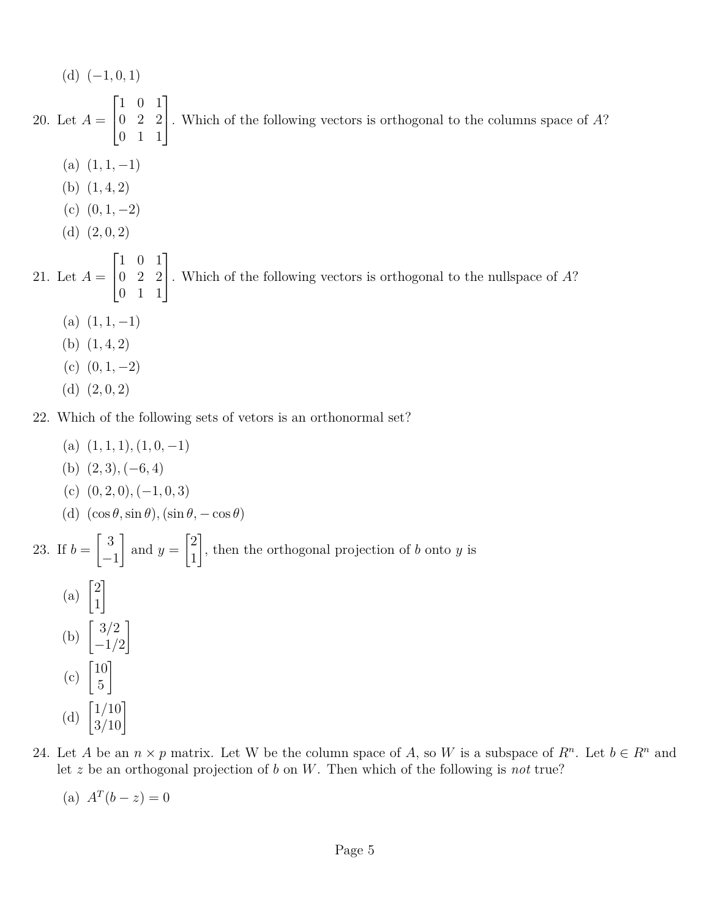(d) $(-1, 0, 1)$

20. Let $A = \begin{bmatrix} 1 & 0 & 1 \\ 0 & 2 & 2 \\ 0 & 1 & 1 \end{bmatrix}$. Which of the following vectors is orthogonal to the columns space of $A$?

    (a) $(1, 1, -1)$

    (b) $(1, 4, 2)$

    (c) $(0, 1, -2)$

    (d) $(2, 0, 2)$

21. Let $A = \begin{bmatrix} 1 & 0 & 1 \\ 0 & 2 & 2 \\ 0 & 1 & 1 \end{bmatrix}$. Which of the following vectors is orthogonal to the nullspace of $A$?

    (a) $(1, 1, -1)$

    (b) $(1, 4, 2)$

    (c) $(0, 1, -2)$

    (d) $(2, 0, 2)$

22. Which of the following sets of vetors is an orthonormal set?

    (a) $(1, 1, 1), (1, 0, -1)$

    (b) $(2, 3), (-6, 4)$

    (c) $(0, 2, 0), (-1, 0, 3)$

    (d) $(\cos\theta, \sin\theta), (\sin\theta, -\cos\theta)$

23. If $b = \begin{bmatrix} 3 \\ -1 \end{bmatrix}$ and $y = \begin{bmatrix} 2 \\ 1 \end{bmatrix}$, then the orthogonal projection of $b$ onto $y$ is

    (a) $\begin{bmatrix} 2 \\ 1 \end{bmatrix}$

    (b) $\begin{bmatrix} 3/2 \\ -1/2 \end{bmatrix}$

    (c) $\begin{bmatrix} 10 \\ 5 \end{bmatrix}$

    (d) $\begin{bmatrix} 1/10 \\ 3/10 \end{bmatrix}$

24. Let $A$ be an $n \times p$ matrix. Let W be the column space of $A$, so $W$ is a subspace of $R^n$. Let $b \in R^n$ and let $z$ be an orthogonal projection of $b$ on $W$. Then which of the following is *not* true?

    (a) $A^T(b - z) = 0$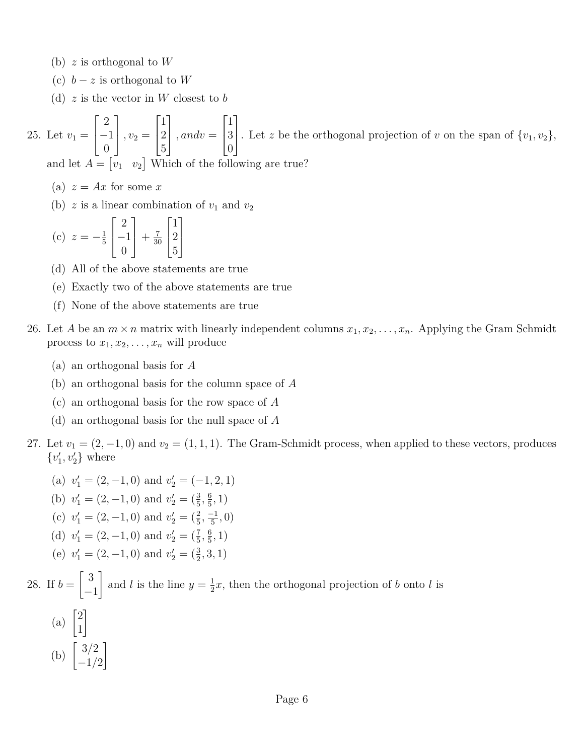(b) $z$ is orthogonal to $W$

(c) $b - z$ is orthogonal to $W$

(d) $z$ is the vector in $W$ closest to $b$

25. Let $v_1 = \begin{bmatrix} 2 \\ -1 \\ 0 \end{bmatrix}, v_2 = \begin{bmatrix} 1 \\ 2 \\ 5 \end{bmatrix}, and v = \begin{bmatrix} 1 \\ 3 \\ 0 \end{bmatrix}$. Let $z$ be the orthogonal projection of $v$ on the span of $\{v_1, v_2\}$, and let $A = \begin{bmatrix} v_1 & v_2 \end{bmatrix}$ Which of the following are true?

    (a) $z = Ax$ for some $x$

    (b) $z$ is a linear combination of $v_1$ and $v_2$

    (c) $z = -\frac{1}{5} \begin{bmatrix} 2 \\ -1 \\ 0 \end{bmatrix} + \frac{7}{30} \begin{bmatrix} 1 \\ 2 \\ 5 \end{bmatrix}$

    (d) All of the above statements are true

    (e) Exactly two of the above statements are true

    (f) None of the above statements are true

26. Let $A$ be an $m \times n$ matrix with linearly independent columns $x_1, x_2, \ldots, x_n$. Applying the Gram Schmidt process to $x_1, x_2, \ldots, x_n$ will produce

    (a) an orthogonal basis for $A$

    (b) an orthogonal basis for the column space of $A$

    (c) an orthogonal basis for the row space of $A$

    (d) an orthogonal basis for the null space of $A$

27. Let $v_1 = (2, -1, 0)$ and $v_2 = (1, 1, 1)$. The Gram-Schmidt process, when applied to these vectors, produces $\{v_1', v_2'\}$ where

    (a) $v_1' = (2, -1, 0)$ and $v_2' = (-1, 2, 1)$

    (b) $v_1' = (2, -1, 0)$ and $v_2' = (\frac{3}{5}, \frac{6}{5}, 1)$

    (c) $v_1' = (2, -1, 0)$ and $v_2' = (\frac{2}{5}, \frac{-1}{5}, 0)$

    (d) $v_1' = (2, -1, 0)$ and $v_2' = (\frac{7}{5}, \frac{6}{5}, 1)$

    (e) $v_1' = (2, -1, 0)$ and $v_2' = (\frac{3}{2}, 3, 1)$

28. If $b = \begin{bmatrix} 3 \\ -1 \end{bmatrix}$ and $l$ is the line $y = \frac{1}{2}x$, then the orthogonal projection of $b$ onto $l$ is

    (a) $\begin{bmatrix} 2 \\ 1 \end{bmatrix}$

    (b) $\begin{bmatrix} 3/2 \\ -1/2 \end{bmatrix}$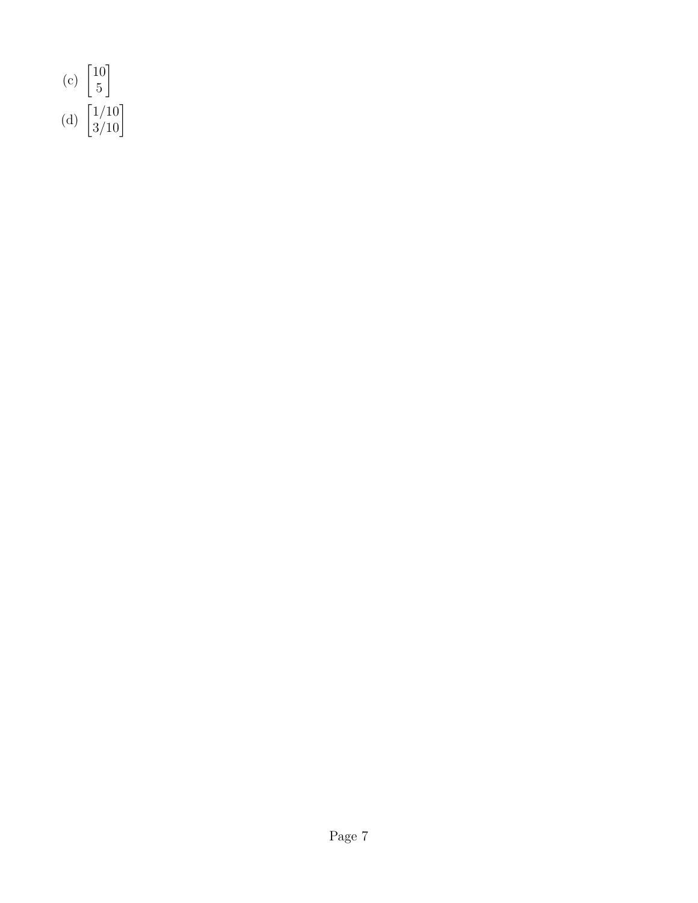(c) $\begin{bmatrix} 10 \\ 5 \end{bmatrix}$

(d) $\begin{bmatrix} 1/10 \\ 3/10 \end{bmatrix}$